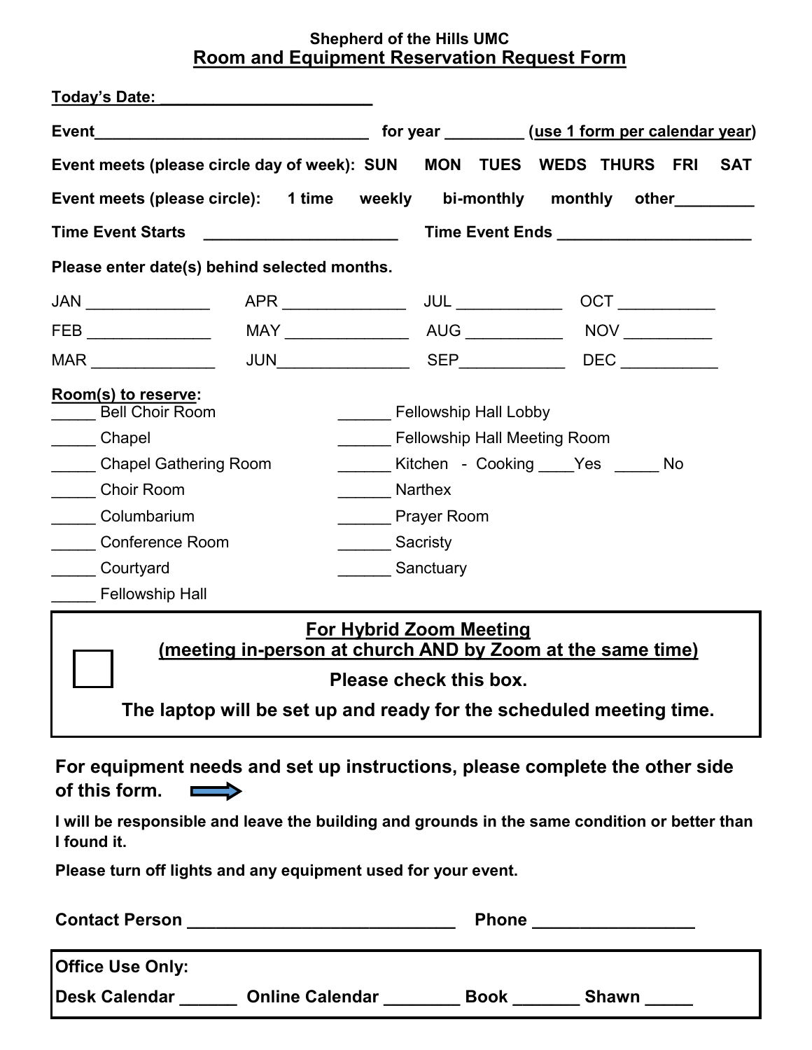**Shepherd of the Hills UMC**

## Room and Equipment Reservation Request Form

**Today's Date: ________________________**

**Event________________________________ for year _________ (use 1 form per calendar year)**

**Event meets (please circle day of week): SUN MON TUES WEDS THURS FRI SAT**

**Event meets (please circle): 1 time weekly bi-monthly monthly other_________**

**Time Event Starts ______________________ Time Event Ends ______________________**

**Please enter date(s) behind selected months.**

| | | | |
|---|---|---|---|
| JAN ______________ | APR ______________ | JUL ____________ | OCT ___________ |
| FEB ______________ | MAY ______________ | AUG ___________ | NOV __________ |
| MAR ______________ | JUN_______________ | SEP____________ | DEC ___________ |

**Room(s) to reserve:**

_____ Bell Choir Room
_____ Chapel
_____ Chapel Gathering Room
_____ Choir Room
_____ Columbarium
_____ Conference Room
_____ Courtyard
_____ Fellowship Hall
______ Fellowship Hall Lobby
______ Fellowship Hall Meeting Room
______ Kitchen - Cooking ____Yes _____ No
______ Narthex
______ Prayer Room
______ Sacristy
______ Sanctuary

---

☐ **For Hybrid Zoom Meeting**
**(meeting in-person at church AND by Zoom at the same time)**

**Please check this box.**

**The laptop will be set up and ready for the scheduled meeting time.**

---

**For equipment needs and set up instructions, please complete the other side of this form.** ➡

**I will be responsible and leave the building and grounds in the same condition or better than I found it.**

**Please turn off lights and any equipment used for your event.**

**Contact Person ____________________________ Phone _________________**

---

**Office Use Only:**

**Desk Calendar ______ Online Calendar ________ Book _______ Shawn _____**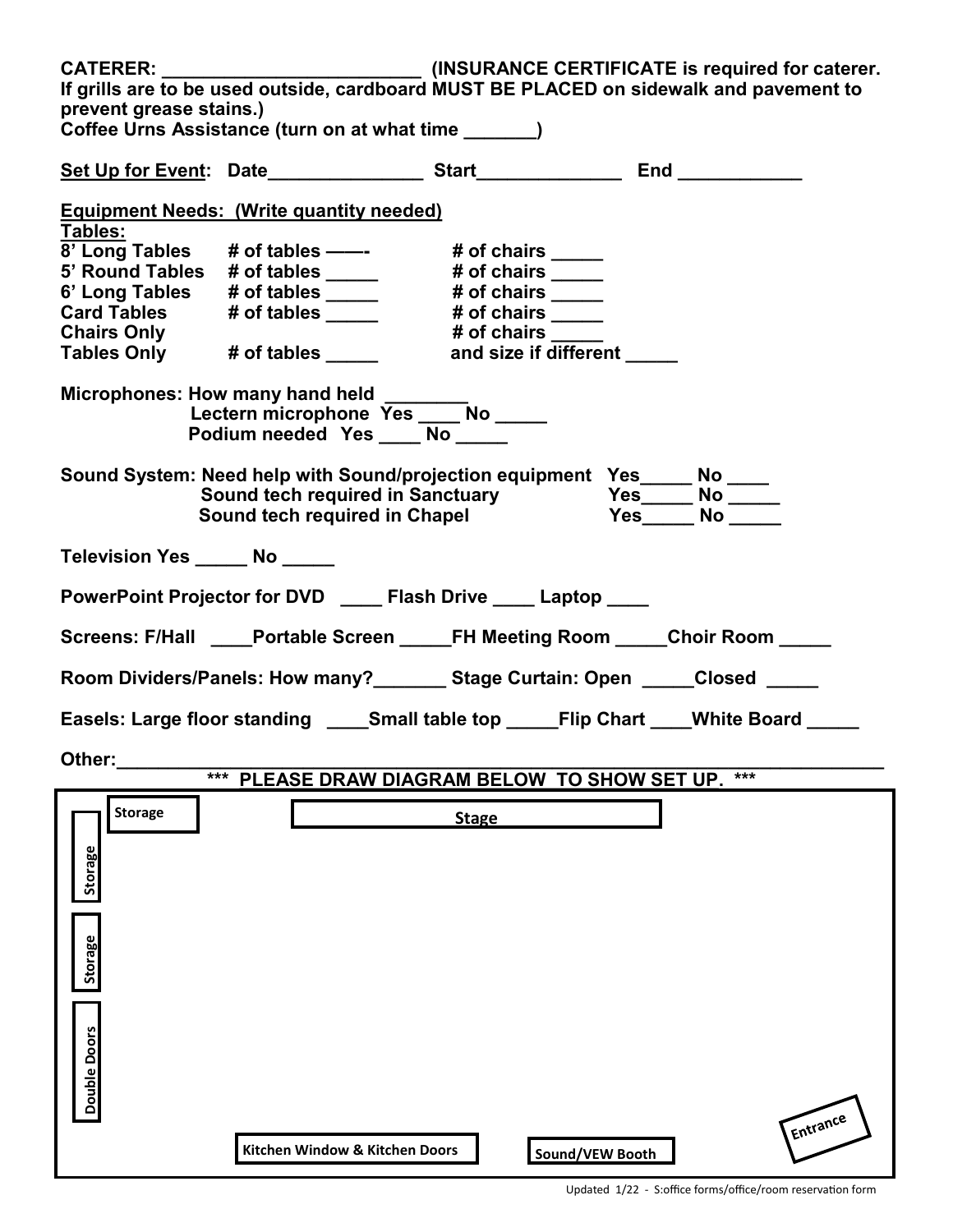**CATEREER: ________________________ (INSURANCE CERTIFICATE is required for caterer. If grills are to be used outside, cardboard MUST BE PLACED on sidewalk and pavement to prevent grease stains.)**

**Coffee Urns Assistance (turn on at what time _______)**

**<u>Set Up for Event</u>: Date_______________ Start______________ End ____________**

**<u>Equipment Needs: (Write quantity needed)</u>**

**<u>Tables:</u>**

| | | |
|---|---|---|
| **8' Long Tables** | **# of tables ——-** | **# of chairs _____** |
| **5' Round Tables** | **# of tables _____** | **# of chairs _____** |
| **6' Long Tables** | **# of tables _____** | **# of chairs _____** |
| **Card Tables** | **# of tables _____** | **# of chairs _____** |
| **Chairs Only** | | **# of chairs _____** |
| **Tables Only** | **# of tables _____** | **and size if different _____** |

**Microphones: How many hand held ________**
**Lectern microphone Yes ____ No _____**
**Podium needed Yes ____ No _____**

**Sound System: Need help with Sound/projection equipment Yes_____ No ____**
**Sound tech required in Sanctuary Yes_____ No _____**
**Sound tech required in Chapel Yes_____ No _____**

**Television Yes _____ No _____**

**PowerPoint Projector for DVD ____ Flash Drive ____ Laptop ____**

**Screens: F/Hall ____Portable Screen _____FH Meeting Room _____Choir Room _____**

**Room Dividers/Panels: How many?_______ Stage Curtain: Open _____Closed _____**

**Easels: Large floor standing ____Small table top _____Flip Chart ____White Board _____**

**Other:______________________________________________________________**

**\*\*\* PLEASE DRAW DIAGRAM BELOW TO SHOW SET UP. \*\*\***

Storage

Stage

Storage

Storage

Double Doors

Kitchen Window & Kitchen Doors

Sound/VEW Booth

Entrance

Updated 1/22 - S:office forms/office/room reservation form